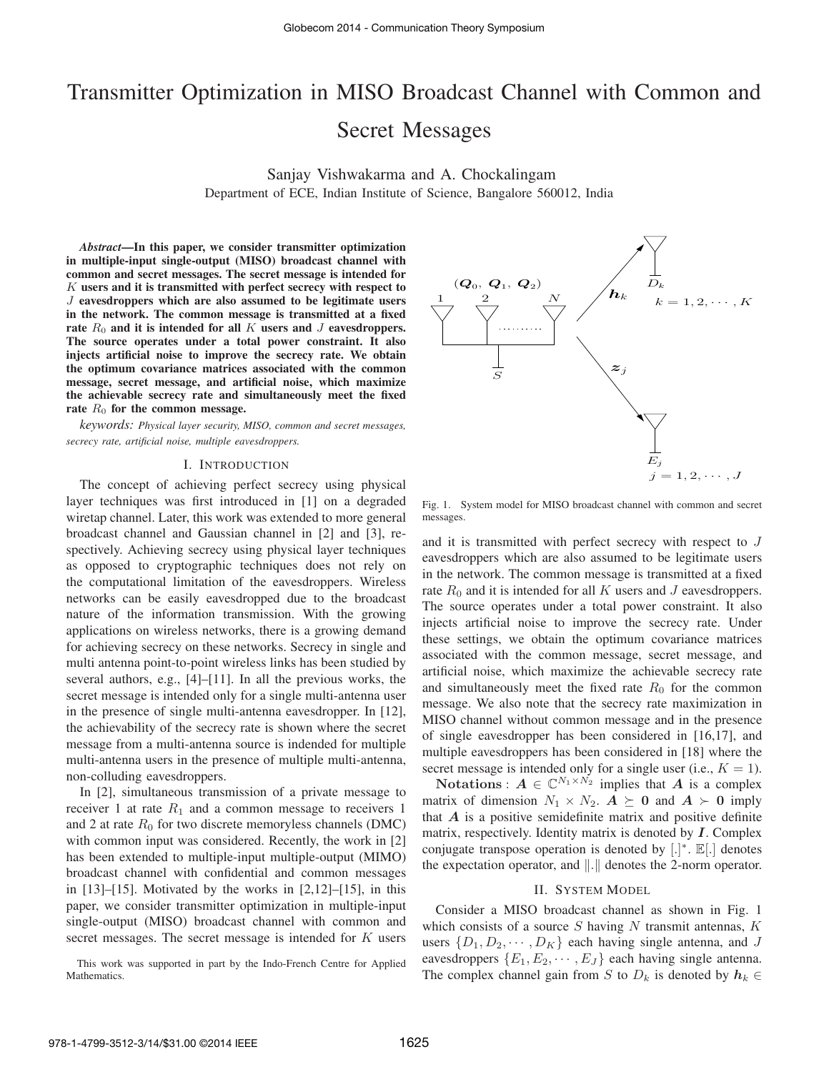# Transmitter Optimization in MISO Broadcast Channel with Common and Secret Messages

Sanjay Vishwakarma and A. Chockalingam
Department of ECE, Indian Institute of Science, Bangalore 560012, India

***Abstract*—In this paper, we consider transmitter optimization in multiple-input single-output (MISO) broadcast channel with common and secret messages. The secret message is intended for $K$ users and it is transmitted with perfect secrecy with respect to $J$ eavesdroppers which are also assumed to be legitimate users in the network. The common message is transmitted at a fixed rate $R_0$ and it is intended for all $K$ users and $J$ eavesdroppers. The source operates under a total power constraint. It also injects artificial noise to improve the secrecy rate. We obtain the optimum covariance matrices associated with the common message, secret message, and artificial noise, which maximize the achievable secrecy rate and simultaneously meet the fixed rate $R_0$ for the common message.**

*keywords: Physical layer security, MISO, common and secret messages, secrecy rate, artificial noise, multiple eavesdroppers.*

## I. Introduction

The concept of achieving perfect secrecy using physical layer techniques was first introduced in [1] on a degraded wiretap channel. Later, this work was extended to more general broadcast channel and Gaussian channel in [2] and [3], respectively. Achieving secrecy using physical layer techniques as opposed to cryptographic techniques does not rely on the computational limitation of the eavesdroppers. Wireless networks can be easily eavesdropped due to the broadcast nature of the information transmission. With the growing applications on wireless networks, there is a growing demand for achieving secrecy on these networks. Secrecy in single and multi antenna point-to-point wireless links has been studied by several authors, e.g., [4]–[11]. In all the previous works, the secret message is intended only for a single multi-antenna user in the presence of single multi-antenna eavesdropper. In [12], the achievability of the secrecy rate is shown where the secret message from a multi-antenna source is indended for multiple multi-antenna users in the presence of multiple multi-antenna, non-colluding eavesdroppers.

In [2], simultaneous transmission of a private message to receiver 1 at rate $R_1$ and a common message to receivers 1 and 2 at rate $R_0$ for two discrete memoryless channels (DMC) with common input was considered. Recently, the work in [2] has been extended to multiple-input multiple-output (MIMO) broadcast channel with confidential and common messages in [13]–[15]. Motivated by the works in [2,12]–[15], in this paper, we consider transmitter optimization in multiple-input single-output (MISO) broadcast channel with common and secret messages. The secret message is intended for $K$ users and it is transmitted with perfect secrecy with respect to $J$ eavesdroppers which are also assumed to be legitimate users in the network. The common message is transmitted at a fixed rate $R_0$ and it is intended for all $K$ users and $J$ eavesdroppers. The source operates under a total power constraint. It also injects artificial noise to improve the secrecy rate. Under these settings, we obtain the optimum covariance matrices associated with the common message, secret message, and artificial noise, which maximize the achievable secrecy rate and simultaneously meet the fixed rate $R_0$ for the common message. We also note that the secrecy rate maximization in MISO channel without common message and in the presence of single eavesdropper has been considered in [16,17], and multiple eavesdroppers has been considered in [18] where the secret message is intended only for a single user (i.e., $K = 1$).

This work was supported in part by the Indo-French Centre for Applied Mathematics.

Fig. 1. System model for MISO broadcast channel with common and secret messages.

**Notations** : $\boldsymbol{A} \in \mathbb{C}^{N_1 \times N_2}$ implies that $\boldsymbol{A}$ is a complex matrix of dimension $N_1 \times N_2$. $\boldsymbol{A} \succeq \boldsymbol{0}$ and $\boldsymbol{A} \succ \boldsymbol{0}$ imply that $\boldsymbol{A}$ is a positive semidefinite matrix and positive definite matrix, respectively. Identity matrix is denoted by $\boldsymbol{I}$. Complex conjugate transpose operation is denoted by $[.]^*$. $\mathbb{E}[.]$ denotes the expectation operator, and $\|.\|$ denotes the 2-norm operator.

## II. System Model

Consider a MISO broadcast channel as shown in Fig. 1 which consists of a source $S$ having $N$ transmit antennas, $K$ users $\{D_1, D_2, \cdots, D_K\}$ each having single antenna, and $J$ eavesdroppers $\{E_1, E_2, \cdots, E_J\}$ each having single antenna. The complex channel gain from $S$ to $D_k$ is denoted by $\boldsymbol{h}_k \in$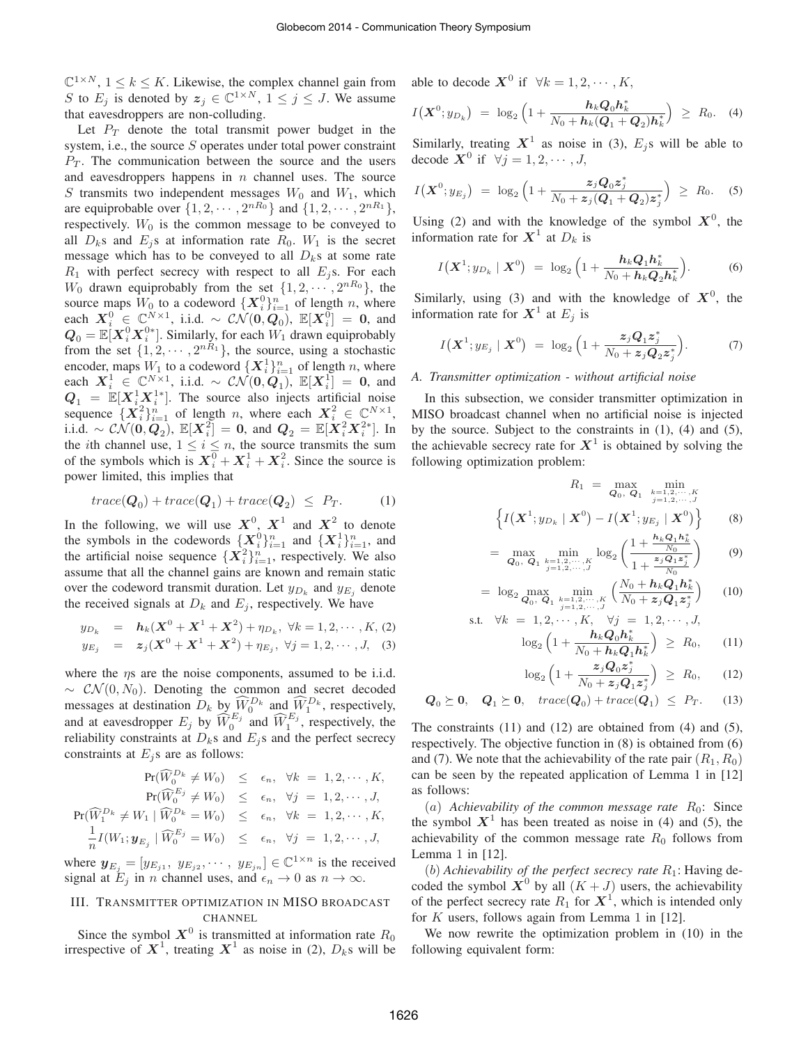$\mathbb{C}^{1\times N}$, $1 \leq k \leq K$. Likewise, the complex channel gain from $S$ to $E_j$ is denoted by $\boldsymbol{z}_j \in \mathbb{C}^{1\times N}$, $1 \leq j \leq J$. We assume that eavesdroppers are non-colluding.

Let $P_T$ denote the total transmit power budget in the system, i.e., the source $S$ operates under total power constraint $P_T$. The communication between the source and the users and eavesdroppers happens in $n$ channel uses. The source $S$ transmits two independent messages $W_0$ and $W_1$, which are equiprobable over $\{1, 2, \cdots, 2^{nR_0}\}$ and $\{1, 2, \cdots, 2^{nR_1}\}$, respectively. $W_0$ is the common message to be conveyed to all $D_k$s and $E_j$s at information rate $R_0$. $W_1$ is the secret message which has to be conveyed to all $D_k$s at some rate $R_1$ with perfect secrecy with respect to all $E_j$s. For each $W_0$ drawn equiprobably from the set $\{1, 2, \cdots, 2^{nR_0}\}$, the source maps $W_0$ to a codeword $\{\boldsymbol{X}_i^0\}_{i=1}^n$ of length $n$, where each $\boldsymbol{X}_i^0 \in \mathbb{C}^{N\times 1}$, i.i.d. $\sim \mathcal{CN}(\boldsymbol{0}, \boldsymbol{Q}_0)$, $\mathbb{E}[\boldsymbol{X}_i^0] = \boldsymbol{0}$, and $\boldsymbol{Q}_0 = \mathbb{E}[\boldsymbol{X}_i^0 \boldsymbol{X}_i^{0*}]$. Similarly, for each $W_1$ drawn equiprobably from the set $\{1, 2, \cdots, 2^{nR_1}\}$, the source, using a stochastic encoder, maps $W_1$ to a codeword $\{\boldsymbol{X}_i^1\}_{i=1}^n$ of length $n$, where each $\boldsymbol{X}_i^1 \in \mathbb{C}^{N\times 1}$, i.i.d. $\sim \mathcal{CN}(\boldsymbol{0}, \boldsymbol{Q}_1)$, $\mathbb{E}[\boldsymbol{X}_i^1] = \boldsymbol{0}$, and $\boldsymbol{Q}_1 = \mathbb{E}[\boldsymbol{X}_i^1 \boldsymbol{X}_i^{1*}]$. The source also injects artificial noise sequence $\{\boldsymbol{X}_i^2\}_{i=1}^n$ of length $n$, where each $\boldsymbol{X}_i^2 \in \mathbb{C}^{N\times 1}$, i.i.d. $\sim \mathcal{CN}(\boldsymbol{0}, \boldsymbol{Q}_2)$, $\mathbb{E}[\boldsymbol{X}_i^2] = \boldsymbol{0}$, and $\boldsymbol{Q}_2 = \mathbb{E}[\boldsymbol{X}_i^2 \boldsymbol{X}_i^{2*}]$. In the $i$th channel use, $1 \leq i \leq n$, the source transmits the sum of the symbols which is $\boldsymbol{X}_i^0 + \boldsymbol{X}_i^1 + \boldsymbol{X}_i^2$. Since the source is power limited, this implies that

$$trace(\boldsymbol{Q}_0) + trace(\boldsymbol{Q}_1) + trace(\boldsymbol{Q}_2) \;\leq\; P_T. \tag{1}$$

In the following, we will use $\boldsymbol{X}^0$, $\boldsymbol{X}^1$ and $\boldsymbol{X}^2$ to denote the symbols in the codewords $\{\boldsymbol{X}_i^0\}_{i=1}^n$ and $\{\boldsymbol{X}_i^1\}_{i=1}^n$, and the artificial noise sequence $\{\boldsymbol{X}_i^2\}_{i=1}^n$, respectively. We also assume that all the channel gains are known and remain static over the codeword transmit duration. Let $y_{D_k}$ and $y_{E_j}$ denote the received signals at $D_k$ and $E_j$, respectively. We have

$$y_{D_k} \;=\; \boldsymbol{h}_k(\boldsymbol{X}^0 + \boldsymbol{X}^1 + \boldsymbol{X}^2) + \eta_{D_k},\ \forall k = 1, 2, \cdots, K, \tag{2}$$

$$y_{E_j} \;=\; \boldsymbol{z}_j(\boldsymbol{X}^0 + \boldsymbol{X}^1 + \boldsymbol{X}^2) + \eta_{E_j},\ \forall j = 1, 2, \cdots, J, \tag{3}$$

where the $\eta$s are the noise components, assumed to be i.i.d. $\sim \mathcal{CN}(0, N_0)$. Denoting the common and secret decoded messages at destination $D_k$ by $\widehat{W}_0^{D_k}$ and $\widehat{W}_1^{D_k}$, respectively, and at eavesdropper $E_j$ by $\widehat{W}_0^{E_j}$ and $\widehat{W}_1^{E_j}$, respectively, the reliability constraints at $D_k$s and $E_j$s and the perfect secrecy constraints at $E_j$s are as follows:

$$\begin{aligned}
\Pr(\widehat{W}_0^{D_k} \neq W_0) &\;\leq\; \epsilon_n,\quad \forall k \;=\; 1, 2, \cdots, K,\\
\Pr(\widehat{W}_0^{E_j} \neq W_0) &\;\leq\; \epsilon_n,\quad \forall j \;=\; 1, 2, \cdots, J,\\
\Pr(\widehat{W}_1^{D_k} \neq W_1 \mid \widehat{W}_0^{D_k} = W_0) &\;\leq\; \epsilon_n,\quad \forall k \;=\; 1, 2, \cdots, K,\\
\frac{1}{n} I(W_1; \boldsymbol{y}_{E_j} \mid \widehat{W}_0^{E_j} = W_0) &\;\leq\; \epsilon_n,\quad \forall j \;=\; 1, 2, \cdots, J,
\end{aligned}$$

where $\boldsymbol{y}_{E_j} = [y_{E_{j1}},\ y_{E_{j2}}, \cdots,\ y_{E_{jn}}] \in \mathbb{C}^{1\times n}$ is the received signal at $E_j$ in $n$ channel uses, and $\epsilon_n \to 0$ as $n \to \infty$.

## III. Transmitter optimization in MISO broadcast channel

Since the symbol $\boldsymbol{X}^0$ is transmitted at information rate $R_0$ irrespective of $\boldsymbol{X}^1$, treating $\boldsymbol{X}^1$ as noise in (2), $D_k$s will be able to decode $\boldsymbol{X}^0$ if $\forall k = 1, 2, \cdots, K$,

$$I(\boldsymbol{X}^0; y_{D_k}) \;=\; \log_2\Big(1 + \frac{\boldsymbol{h}_k \boldsymbol{Q}_0 \boldsymbol{h}_k^*}{N_0 + \boldsymbol{h}_k(\boldsymbol{Q}_1 + \boldsymbol{Q}_2)\boldsymbol{h}_k^*}\Big) \;\geq\; R_0. \tag{4}$$

Similarly, treating $\boldsymbol{X}^1$ as noise in (3), $E_j$s will be able to decode $\boldsymbol{X}^0$ if $\forall j = 1, 2, \cdots, J$,

$$I(\boldsymbol{X}^0; y_{E_j}) \;=\; \log_2\Big(1 + \frac{\boldsymbol{z}_j \boldsymbol{Q}_0 \boldsymbol{z}_j^*}{N_0 + \boldsymbol{z}_j(\boldsymbol{Q}_1 + \boldsymbol{Q}_2)\boldsymbol{z}_j^*}\Big) \;\geq\; R_0. \tag{5}$$

Using (2) and with the knowledge of the symbol $\boldsymbol{X}^0$, the information rate for $\boldsymbol{X}^1$ at $D_k$ is

$$I(\boldsymbol{X}^1; y_{D_k} \mid \boldsymbol{X}^0) \;=\; \log_2\Big(1 + \frac{\boldsymbol{h}_k \boldsymbol{Q}_1 \boldsymbol{h}_k^*}{N_0 + \boldsymbol{h}_k \boldsymbol{Q}_2 \boldsymbol{h}_k^*}\Big). \tag{6}$$

Similarly, using (3) and with the knowledge of $\boldsymbol{X}^0$, the information rate for $\boldsymbol{X}^1$ at $E_j$ is

$$I(\boldsymbol{X}^1; y_{E_j} \mid \boldsymbol{X}^0) \;=\; \log_2\Big(1 + \frac{\boldsymbol{z}_j \boldsymbol{Q}_1 \boldsymbol{z}_j^*}{N_0 + \boldsymbol{z}_j \boldsymbol{Q}_2 \boldsymbol{z}_j^*}\Big). \tag{7}$$

### A. Transmitter optimization - without artificial noise

In this subsection, we consider transmitter optimization in MISO broadcast channel when no artificial noise is injected by the source. Subject to the constraints in (1), (4) and (5), the achievable secrecy rate for $\boldsymbol{X}^1$ is obtained by solving the following optimization problem:

$$R_1 \;=\; \max_{\boldsymbol{Q}_0,\ \boldsymbol{Q}_1}\ \min_{\substack{k=1,2,\cdots,K\\ j=1,2,\cdots,J}} \Big\{ I(\boldsymbol{X}^1; y_{D_k} \mid \boldsymbol{X}^0) - I(\boldsymbol{X}^1; y_{E_j} \mid \boldsymbol{X}^0) \Big\} \tag{8}$$

$$= \max_{\boldsymbol{Q}_0,\ \boldsymbol{Q}_1}\ \min_{\substack{k=1,2,\cdots,K\\ j=1,2,\cdots,J}} \log_2\Bigg(\frac{1 + \frac{\boldsymbol{h}_k \boldsymbol{Q}_1 \boldsymbol{h}_k^*}{N_0}}{1 + \frac{\boldsymbol{z}_j \boldsymbol{Q}_1 \boldsymbol{z}_j^*}{N_0}}\Bigg) \tag{9}$$

$$= \log_2 \max_{\boldsymbol{Q}_0,\ \boldsymbol{Q}_1}\ \min_{\substack{k=1,2,\cdots,K\\ j=1,2,\cdots,J}} \Big(\frac{N_0 + \boldsymbol{h}_k \boldsymbol{Q}_1 \boldsymbol{h}_k^*}{N_0 + \boldsymbol{z}_j \boldsymbol{Q}_1 \boldsymbol{z}_j^*}\Big) \tag{10}$$

s.t. $\forall k = 1, 2, \cdots, K$, $\forall j = 1, 2, \cdots, J$,

$$\log_2\Big(1 + \frac{\boldsymbol{h}_k \boldsymbol{Q}_0 \boldsymbol{h}_k^*}{N_0 + \boldsymbol{h}_k \boldsymbol{Q}_1 \boldsymbol{h}_k^*}\Big) \;\geq\; R_0, \tag{11}$$

$$\log_2\Big(1 + \frac{\boldsymbol{z}_j \boldsymbol{Q}_0 \boldsymbol{z}_j^*}{N_0 + \boldsymbol{z}_j \boldsymbol{Q}_1 \boldsymbol{z}_j^*}\Big) \;\geq\; R_0, \tag{12}$$

$$\boldsymbol{Q}_0 \succeq \boldsymbol{0},\quad \boldsymbol{Q}_1 \succeq \boldsymbol{0},\quad trace(\boldsymbol{Q}_0) + trace(\boldsymbol{Q}_1) \;\leq\; P_T. \tag{13}$$

The constraints (11) and (12) are obtained from (4) and (5), respectively. The objective function in (8) is obtained from (6) and (7). We note that the achievability of the rate pair $(R_1, R_0)$ can be seen by the repeated application of Lemma 1 in [12] as follows:

(*a*) *Achievability of the common message rate* $R_0$: Since the symbol $\boldsymbol{X}^1$ has been treated as noise in (4) and (5), the achievability of the common message rate $R_0$ follows from Lemma 1 in [12].

(*b*) *Achievability of the perfect secrecy rate* $R_1$: Having decoded the symbol $\boldsymbol{X}^0$ by all $(K + J)$ users, the achievability of the perfect secrecy rate $R_1$ for $\boldsymbol{X}^1$, which is intended only for $K$ users, follows again from Lemma 1 in [12].

We now rewrite the optimization problem in (10) in the following equivalent form: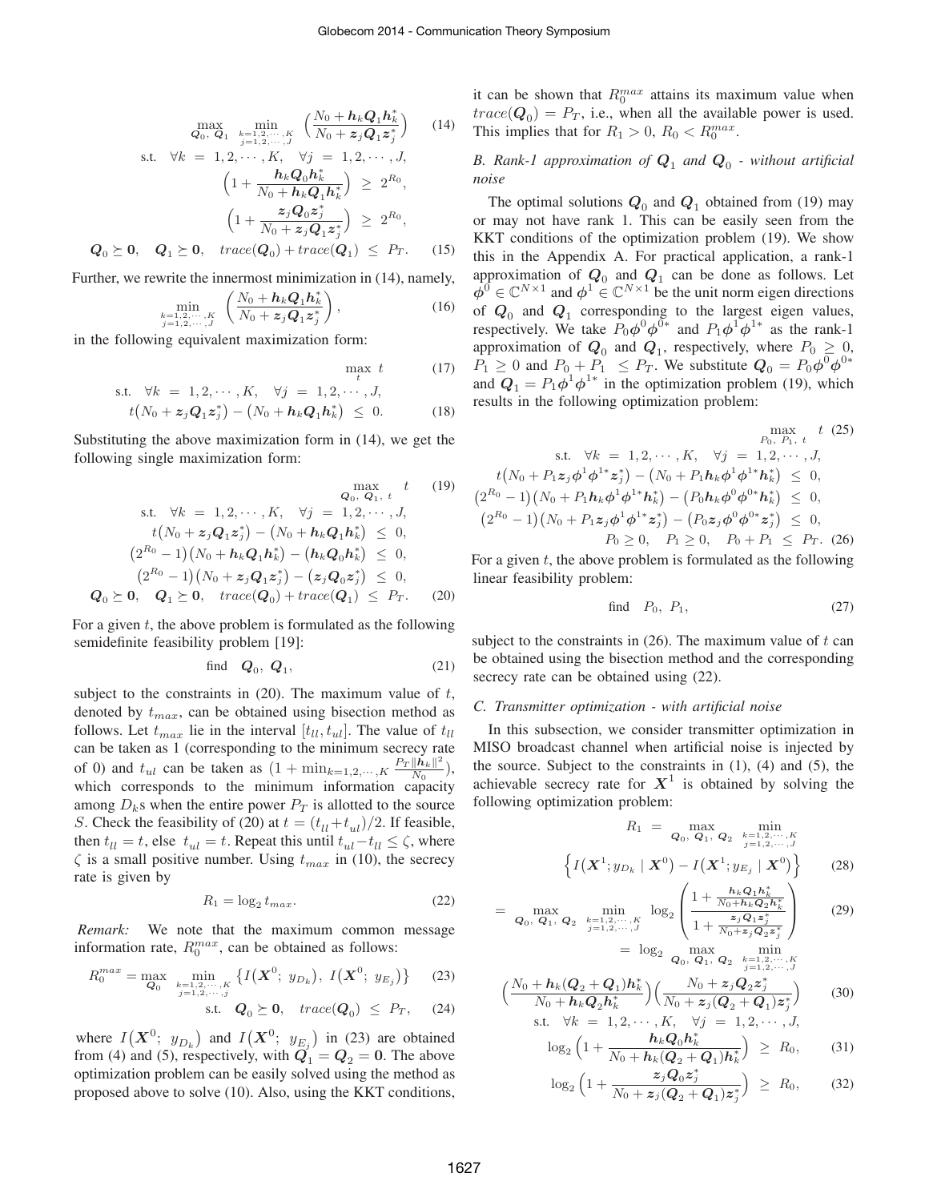$$\max_{\boldsymbol{Q}_0,\ \boldsymbol{Q}_1} \min_{\substack{k=1,2,\cdots,K \\ j=1,2,\cdots,J}} \Big(\frac{N_0 + \boldsymbol{h}_k \boldsymbol{Q}_1 \boldsymbol{h}_k^*}{N_0 + \boldsymbol{z}_j \boldsymbol{Q}_1 \boldsymbol{z}_j^*}\Big) \tag{14}$$

$$\begin{aligned}
\text{s.t.} \quad & \forall k \ = \ 1, 2, \cdots, K, \quad \forall j \ = \ 1, 2, \cdots, J, \\
& \Big(1 + \frac{\boldsymbol{h}_k \boldsymbol{Q}_0 \boldsymbol{h}_k^*}{N_0 + \boldsymbol{h}_k \boldsymbol{Q}_1 \boldsymbol{h}_k^*}\Big) \ \geq \ 2^{R_0}, \\
& \Big(1 + \frac{\boldsymbol{z}_j \boldsymbol{Q}_0 \boldsymbol{z}_j^*}{N_0 + \boldsymbol{z}_j \boldsymbol{Q}_1 \boldsymbol{z}_j^*}\Big) \ \geq \ 2^{R_0}, \\
& \boldsymbol{Q}_0 \succeq \boldsymbol{0}, \quad \boldsymbol{Q}_1 \succeq \boldsymbol{0}, \quad trace(\boldsymbol{Q}_0) + trace(\boldsymbol{Q}_1) \ \leq \ P_T.
\end{aligned} \tag{15}$$

Further, we rewrite the innermost minimization in (14), namely,

$$\min_{\substack{k=1,2,\cdots,K \\ j=1,2,\cdots,J}} \Big(\frac{N_0 + \boldsymbol{h}_k \boldsymbol{Q}_1 \boldsymbol{h}_k^*}{N_0 + \boldsymbol{z}_j \boldsymbol{Q}_1 \boldsymbol{z}_j^*}\Big), \tag{16}$$

in the following equivalent maximization form:

$$\max_{t} \ t \tag{17}$$

$$\begin{aligned}
\text{s.t.} \quad & \forall k \ = \ 1, 2, \cdots, K, \quad \forall j \ = \ 1, 2, \cdots, J, \\
& t\big(N_0 + \boldsymbol{z}_j \boldsymbol{Q}_1 \boldsymbol{z}_j^*\big) - \big(N_0 + \boldsymbol{h}_k \boldsymbol{Q}_1 \boldsymbol{h}_k^*\big) \ \leq \ 0.
\end{aligned} \tag{18}$$

Substituting the above maximization form in (14), we get the following single maximization form:

$$\max_{\boldsymbol{Q}_0,\ \boldsymbol{Q}_1,\ t} \quad t \tag{19}$$

$$\begin{aligned}
\text{s.t.} \quad & \forall k \ = \ 1, 2, \cdots, K, \quad \forall j \ = \ 1, 2, \cdots, J, \\
& t\big(N_0 + \boldsymbol{z}_j \boldsymbol{Q}_1 \boldsymbol{z}_j^*\big) - \big(N_0 + \boldsymbol{h}_k \boldsymbol{Q}_1 \boldsymbol{h}_k^*\big) \ \leq \ 0, \\
& \big(2^{R_0} - 1\big)\big(N_0 + \boldsymbol{h}_k \boldsymbol{Q}_1 \boldsymbol{h}_k^*\big) - \big(\boldsymbol{h}_k \boldsymbol{Q}_0 \boldsymbol{h}_k^*\big) \ \leq \ 0, \\
& \big(2^{R_0} - 1\big)\big(N_0 + \boldsymbol{z}_j \boldsymbol{Q}_1 \boldsymbol{z}_j^*\big) - \big(\boldsymbol{z}_j \boldsymbol{Q}_0 \boldsymbol{z}_j^*\big) \ \leq \ 0, \\
& \boldsymbol{Q}_0 \succeq \boldsymbol{0}, \quad \boldsymbol{Q}_1 \succeq \boldsymbol{0}, \quad trace(\boldsymbol{Q}_0) + trace(\boldsymbol{Q}_1) \ \leq \ P_T.
\end{aligned} \tag{20}$$

For a given $t$, the above problem is formulated as the following semidefinite feasibility problem [19]:

$$\text{find} \quad \boldsymbol{Q}_0,\ \boldsymbol{Q}_1, \tag{21}$$

subject to the constraints in (20). The maximum value of $t$, denoted by $t_{max}$, can be obtained using bisection method as follows. Let $t_{max}$ lie in the interval $[t_{ll}, t_{ul}]$. The value of $t_{ll}$ can be taken as 1 (corresponding to the minimum secrecy rate of 0) and $t_{ul}$ can be taken as $(1 + \min_{k=1,2,\cdots,K} \frac{P_T \|\boldsymbol{h}_k\|^2}{N_0})$, which corresponds to the minimum information capacity among $D_k$s when the entire power $P_T$ is allotted to the source $S$. Check the feasibility of (20) at $t = (t_{ll} + t_{ul})/2$. If feasible, then $t_{ll} = t$, else $t_{ul} = t$. Repeat this until $t_{ul} - t_{ll} \leq \zeta$, where $\zeta$ is a small positive number. Using $t_{max}$ in (10), the secrecy rate is given by

$$R_1 = \log_2 t_{max}. \tag{22}$$

*Remark:* We note that the maximum common message information rate, $R_0^{max}$, can be obtained as follows:

$$R_0^{max} = \max_{\boldsymbol{Q}_0} \min_{\substack{k=1,2,\cdots,K \\ j=1,2,\cdots,j}} \big\{I\big(\boldsymbol{X}^0;\ y_{D_k}\big),\ I\big(\boldsymbol{X}^0;\ y_{E_j}\big)\big\} \tag{23}$$

$$\text{s.t.} \quad \boldsymbol{Q}_0 \succeq \boldsymbol{0}, \quad trace(\boldsymbol{Q}_0) \ \leq \ P_T, \tag{24}$$

where $I\big(\boldsymbol{X}^0;\ y_{D_k}\big)$ and $I\big(\boldsymbol{X}^0;\ y_{E_j}\big)$ in (23) are obtained from (4) and (5), respectively, with $\boldsymbol{Q}_1 = \boldsymbol{Q}_2 = \boldsymbol{0}$. The above optimization problem can be easily solved using the method as proposed above to solve (10). Also, using the KKT conditions, it can be shown that $R_0^{max}$ attains its maximum value when $trace(\boldsymbol{Q}_0) = P_T$, i.e., when all the available power is used. This implies that for $R_1 > 0$, $R_0 < R_0^{max}$.

### B. Rank-1 approximation of $\boldsymbol{Q}_1$ and $\boldsymbol{Q}_0$ - without artificial noise

The optimal solutions $\boldsymbol{Q}_0$ and $\boldsymbol{Q}_1$ obtained from (19) may or may not have rank 1. This can be easily seen from the KKT conditions of the optimization problem (19). We show this in the Appendix A. For practical application, a rank-1 approximation of $\boldsymbol{Q}_0$ and $\boldsymbol{Q}_1$ can be done as follows. Let $\boldsymbol{\phi}^0 \in \mathbb{C}^{N\times 1}$ and $\boldsymbol{\phi}^1 \in \mathbb{C}^{N\times 1}$ be the unit norm eigen directions of $\boldsymbol{Q}_0$ and $\boldsymbol{Q}_1$ corresponding to the largest eigen values, respectively. We take $P_0\boldsymbol{\phi}^0\boldsymbol{\phi}^{0*}$ and $P_1\boldsymbol{\phi}^1\boldsymbol{\phi}^{1*}$ as the rank-1 approximation of $\boldsymbol{Q}_0$ and $\boldsymbol{Q}_1$, respectively, where $P_0 \geq 0$, $P_1 \geq 0$ and $P_0 + P_1 \leq P_T$. We substitute $\boldsymbol{Q}_0 = P_0\boldsymbol{\phi}^0\boldsymbol{\phi}^{0*}$ and $\boldsymbol{Q}_1 = P_1\boldsymbol{\phi}^1\boldsymbol{\phi}^{1*}$ in the optimization problem (19), which results in the following optimization problem:

$$\max_{P_0,\ P_1,\ t} \quad t \tag{25}$$

$$\begin{aligned}
\text{s.t.} \quad & \forall k \ = \ 1, 2, \cdots, K, \quad \forall j \ = \ 1, 2, \cdots, J, \\
& t\big(N_0 + P_1 \boldsymbol{z}_j \boldsymbol{\phi}^1\boldsymbol{\phi}^{1*} \boldsymbol{z}_j^*\big) - \big(N_0 + P_1 \boldsymbol{h}_k \boldsymbol{\phi}^1\boldsymbol{\phi}^{1*} \boldsymbol{h}_k^*\big) \ \leq \ 0, \\
& \big(2^{R_0} - 1\big)\big(N_0 + P_1 \boldsymbol{h}_k \boldsymbol{\phi}^1\boldsymbol{\phi}^{1*} \boldsymbol{h}_k^*\big) - \big(P_0 \boldsymbol{h}_k \boldsymbol{\phi}^0\boldsymbol{\phi}^{0*} \boldsymbol{h}_k^*\big) \ \leq \ 0, \\
& \big(2^{R_0} - 1\big)\big(N_0 + P_1 \boldsymbol{z}_j \boldsymbol{\phi}^1\boldsymbol{\phi}^{1*} \boldsymbol{z}_j^*\big) - \big(P_0 \boldsymbol{z}_j \boldsymbol{\phi}^0\boldsymbol{\phi}^{0*} \boldsymbol{z}_j^*\big) \ \leq \ 0, \\
& P_0 \geq 0, \quad P_1 \geq 0, \quad P_0 + P_1 \ \leq \ P_T.
\end{aligned} \tag{26}$$

For a given $t$, the above problem is formulated as the following linear feasibility problem:

$$\text{find} \quad P_0,\ P_1, \tag{27}$$

subject to the constraints in (26). The maximum value of $t$ can be obtained using the bisection method and the corresponding secrecy rate can be obtained using (22).

### C. Transmitter optimization - with artificial noise

In this subsection, we consider transmitter optimization in MISO broadcast channel when artificial noise is injected by the source. Subject to the constraints in (1), (4) and (5), the achievable secrecy rate for $\boldsymbol{X}^1$ is obtained by solving the following optimization problem:

$$R_1 \ = \ \max_{\boldsymbol{Q}_0,\ \boldsymbol{Q}_1,\ \boldsymbol{Q}_2} \min_{\substack{k=1,2,\cdots,K \\ j=1,2,\cdots,J}} \Big\{ I\big(\boldsymbol{X}^1; y_{D_k} \mid \boldsymbol{X}^0\big) - I\big(\boldsymbol{X}^1; y_{E_j} \mid \boldsymbol{X}^0\big)\Big\} \tag{28}$$

$$= \max_{\boldsymbol{Q}_0,\ \boldsymbol{Q}_1,\ \boldsymbol{Q}_2} \min_{\substack{k=1,2,\cdots,K \\ j=1,2,\cdots,J}} \log_2 \left( \frac{1 + \frac{\boldsymbol{h}_k \boldsymbol{Q}_1 \boldsymbol{h}_k^*}{N_0 + \boldsymbol{h}_k \boldsymbol{Q}_2 \boldsymbol{h}_k^*}}{1 + \frac{\boldsymbol{z}_j \boldsymbol{Q}_1 \boldsymbol{z}_j^*}{N_0 + \boldsymbol{z}_j \boldsymbol{Q}_2 \boldsymbol{z}_j^*}} \right) \tag{29}$$

$$= \log_2 \max_{\boldsymbol{Q}_0,\ \boldsymbol{Q}_1,\ \boldsymbol{Q}_2} \min_{\substack{k=1,2,\cdots,K \\ j=1,2,\cdots,J}} \Big(\frac{N_0 + \boldsymbol{h}_k(\boldsymbol{Q}_2 + \boldsymbol{Q}_1)\boldsymbol{h}_k^*}{N_0 + \boldsymbol{h}_k \boldsymbol{Q}_2 \boldsymbol{h}_k^*}\Big)\Big(\frac{N_0 + \boldsymbol{z}_j \boldsymbol{Q}_2 \boldsymbol{z}_j^*}{N_0 + \boldsymbol{z}_j(\boldsymbol{Q}_2 + \boldsymbol{Q}_1)\boldsymbol{z}_j^*}\Big) \tag{30}$$

$$\text{s.t.} \quad \forall k \ = \ 1, 2, \cdots, K, \quad \forall j \ = \ 1, 2, \cdots, J,$$

$$\log_2 \Big(1 + \frac{\boldsymbol{h}_k \boldsymbol{Q}_0 \boldsymbol{h}_k^*}{N_0 + \boldsymbol{h}_k(\boldsymbol{Q}_2 + \boldsymbol{Q}_1)\boldsymbol{h}_k^*}\Big) \ \geq \ R_0, \tag{31}$$

$$\log_2 \Big(1 + \frac{\boldsymbol{z}_j \boldsymbol{Q}_0 \boldsymbol{z}_j^*}{N_0 + \boldsymbol{z}_j(\boldsymbol{Q}_2 + \boldsymbol{Q}_1)\boldsymbol{z}_j^*}\Big) \ \geq \ R_0, \tag{32}$$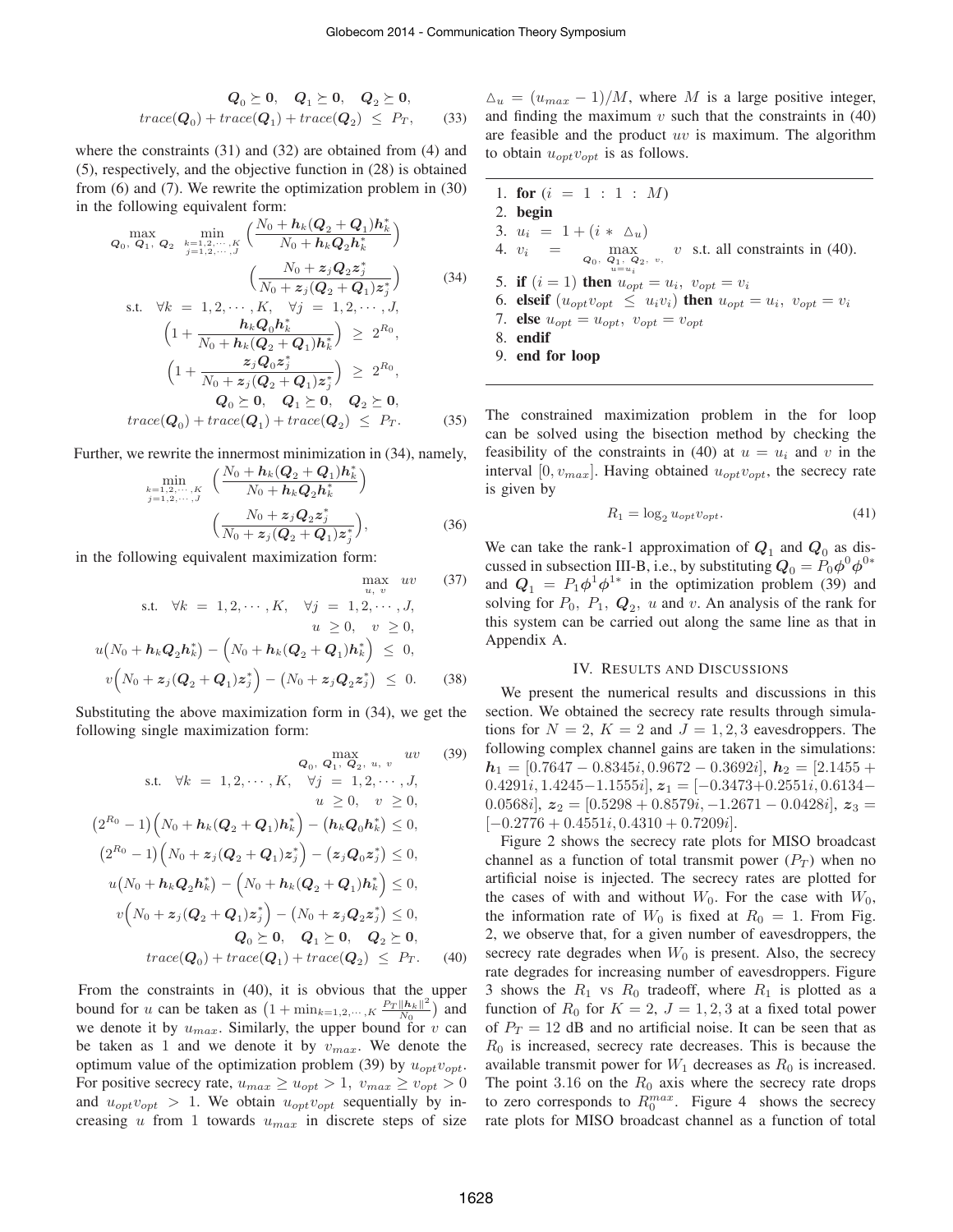$$\boldsymbol{Q}_0 \succeq \boldsymbol{0}, \quad \boldsymbol{Q}_1 \succeq \boldsymbol{0}, \quad \boldsymbol{Q}_2 \succeq \boldsymbol{0},$$
$$trace(\boldsymbol{Q}_0) + trace(\boldsymbol{Q}_1) + trace(\boldsymbol{Q}_2) \;\leq\; P_T, \tag{33}$$

where the constraints (31) and (32) are obtained from (4) and (5), respectively, and the objective function in (28) is obtained from (6) and (7). We rewrite the optimization problem in (30) in the following equivalent form:

$$\max_{\boldsymbol{Q}_0,\, \boldsymbol{Q}_1,\, \boldsymbol{Q}_2} \; \min_{\substack{k=1,2,\cdots,K \\ j=1,2,\cdots,J}} \Big(\frac{N_0 + \boldsymbol{h}_k(\boldsymbol{Q}_2+\boldsymbol{Q}_1)\boldsymbol{h}_k^*}{N_0 + \boldsymbol{h}_k\boldsymbol{Q}_2\boldsymbol{h}_k^*}\Big) \Big(\frac{N_0 + \boldsymbol{z}_j\boldsymbol{Q}_2\boldsymbol{z}_j^*}{N_0 + \boldsymbol{z}_j(\boldsymbol{Q}_2+\boldsymbol{Q}_1)\boldsymbol{z}_j^*}\Big) \tag{34}$$

$$\text{s.t.} \quad \forall k = 1,2,\cdots,K, \quad \forall j = 1,2,\cdots,J,$$
$$\Big(1 + \frac{\boldsymbol{h}_k\boldsymbol{Q}_0\boldsymbol{h}_k^*}{N_0 + \boldsymbol{h}_k(\boldsymbol{Q}_2+\boldsymbol{Q}_1)\boldsymbol{h}_k^*}\Big) \;\geq\; 2^{R_0},$$
$$\Big(1 + \frac{\boldsymbol{z}_j\boldsymbol{Q}_0\boldsymbol{z}_j^*}{N_0 + \boldsymbol{z}_j(\boldsymbol{Q}_2+\boldsymbol{Q}_1)\boldsymbol{z}_j^*}\Big) \;\geq\; 2^{R_0},$$
$$\boldsymbol{Q}_0 \succeq \boldsymbol{0}, \quad \boldsymbol{Q}_1 \succeq \boldsymbol{0}, \quad \boldsymbol{Q}_2 \succeq \boldsymbol{0},$$
$$trace(\boldsymbol{Q}_0) + trace(\boldsymbol{Q}_1) + trace(\boldsymbol{Q}_2) \;\leq\; P_T. \tag{35}$$

Further, we rewrite the innermost minimization in (34), namely,

$$\min_{\substack{k=1,2,\cdots,K \\ j=1,2,\cdots,J}} \; \Big(\frac{N_0 + \boldsymbol{h}_k(\boldsymbol{Q}_2+\boldsymbol{Q}_1)\boldsymbol{h}_k^*}{N_0 + \boldsymbol{h}_k\boldsymbol{Q}_2\boldsymbol{h}_k^*}\Big) \Big(\frac{N_0 + \boldsymbol{z}_j\boldsymbol{Q}_2\boldsymbol{z}_j^*}{N_0 + \boldsymbol{z}_j(\boldsymbol{Q}_2+\boldsymbol{Q}_1)\boldsymbol{z}_j^*}\Big), \tag{36}$$

in the following equivalent maximization form:

$$\max_{u,\, v} \quad uv \tag{37}$$
$$\text{s.t.} \quad \forall k = 1,2,\cdots,K, \quad \forall j = 1,2,\cdots,J,$$
$$u \;\geq 0, \quad v \;\geq 0,$$
$$u\big(N_0 + \boldsymbol{h}_k\boldsymbol{Q}_2\boldsymbol{h}_k^*\big) - \Big(N_0 + \boldsymbol{h}_k(\boldsymbol{Q}_2+\boldsymbol{Q}_1)\boldsymbol{h}_k^*\Big) \;\leq\; 0,$$
$$v\Big(N_0 + \boldsymbol{z}_j(\boldsymbol{Q}_2+\boldsymbol{Q}_1)\boldsymbol{z}_j^*\Big) - \big(N_0 + \boldsymbol{z}_j\boldsymbol{Q}_2\boldsymbol{z}_j^*\big) \;\leq\; 0. \tag{38}$$

Substituting the above maximization form in (34), we get the following single maximization form:

$$\max_{\boldsymbol{Q}_0,\, \boldsymbol{Q}_1,\, \boldsymbol{Q}_2,\, u,\, v} \quad uv \tag{39}$$
$$\text{s.t.} \quad \forall k = 1,2,\cdots,K, \quad \forall j = 1,2,\cdots,J,$$
$$u \;\geq 0, \quad v \;\geq 0,$$
$$\big(2^{R_0}-1\big)\Big(N_0 + \boldsymbol{h}_k(\boldsymbol{Q}_2+\boldsymbol{Q}_1)\boldsymbol{h}_k^*\Big) - \big(\boldsymbol{h}_k\boldsymbol{Q}_0\boldsymbol{h}_k^*\big) \leq 0,$$
$$\big(2^{R_0}-1\big)\Big(N_0 + \boldsymbol{z}_j(\boldsymbol{Q}_2+\boldsymbol{Q}_1)\boldsymbol{z}_j^*\Big) - \big(\boldsymbol{z}_j\boldsymbol{Q}_0\boldsymbol{z}_j^*\big) \leq 0,$$
$$u\big(N_0 + \boldsymbol{h}_k\boldsymbol{Q}_2\boldsymbol{h}_k^*\big) - \Big(N_0 + \boldsymbol{h}_k(\boldsymbol{Q}_2+\boldsymbol{Q}_1)\boldsymbol{h}_k^*\Big) \leq 0,$$
$$v\Big(N_0 + \boldsymbol{z}_j(\boldsymbol{Q}_2+\boldsymbol{Q}_1)\boldsymbol{z}_j^*\Big) - \big(N_0 + \boldsymbol{z}_j\boldsymbol{Q}_2\boldsymbol{z}_j^*\big) \leq 0,$$
$$\boldsymbol{Q}_0 \succeq \boldsymbol{0}, \quad \boldsymbol{Q}_1 \succeq \boldsymbol{0}, \quad \boldsymbol{Q}_2 \succeq \boldsymbol{0},$$
$$trace(\boldsymbol{Q}_0) + trace(\boldsymbol{Q}_1) + trace(\boldsymbol{Q}_2) \;\leq\; P_T. \tag{40}$$

From the constraints in (40), it is obvious that the upper bound for $u$ can be taken as $\big(1 + \min_{k=1,2,\cdots,K} \frac{P_T\|\boldsymbol{h}_k\|^2}{N_0}\big)$ and we denote it by $u_{max}$. Similarly, the upper bound for $v$ can be taken as 1 and we denote it by $v_{max}$. We denote the optimum value of the optimization problem (39) by $u_{opt}v_{opt}$. For positive secrecy rate, $u_{max} \geq u_{opt} > 1,\; v_{max} \geq v_{opt} > 0$ and $u_{opt}v_{opt} > 1$. We obtain $u_{opt}v_{opt}$ sequentially by increasing $u$ from 1 towards $u_{max}$ in discrete steps of size $\triangle_u = (u_{max}-1)/M$, where $M$ is a large positive integer, and finding the maximum $v$ such that the constraints in (40) are feasible and the product $uv$ is maximum. The algorithm to obtain $u_{opt}v_{opt}$ is as follows.

1. **for** $(i \;=\; 1 \;:\; 1 \;:\; M)$
2. **begin**
3. $u_i \;=\; 1 + (i * \triangle_u)$
4. $v_i \;=\; \max_{\substack{\boldsymbol{Q}_0,\, \boldsymbol{Q}_1,\, \boldsymbol{Q}_2,\, v, \\ u=u_i}} \; v$ s.t. all constraints in (40).
5. **if** $(i = 1)$ **then** $u_{opt} = u_i,\; v_{opt} = v_i$
6. **elseif** $(u_{opt}v_{opt} \;\leq\; u_iv_i)$ **then** $u_{opt} = u_i,\; v_{opt} = v_i$
7. **else** $u_{opt} = u_{opt},\; v_{opt} = v_{opt}$
8. **endif**
9. **end for loop**

The constrained maximization problem in the for loop can be solved using the bisection method by checking the feasibility of the constraints in (40) at $u = u_i$ and $v$ in the interval $[0, v_{max}]$. Having obtained $u_{opt}v_{opt}$, the secrecy rate is given by

$$R_1 = \log_2 u_{opt}v_{opt}. \tag{41}$$

We can take the rank-1 approximation of $\boldsymbol{Q}_1$ and $\boldsymbol{Q}_0$ as discussed in subsection III-B, i.e., by substituting $\boldsymbol{Q}_0 = P_0\boldsymbol{\phi}^0\boldsymbol{\phi}^{0*}$ and $\boldsymbol{Q}_1 = P_1\boldsymbol{\phi}^1\boldsymbol{\phi}^{1*}$ in the optimization problem (39) and solving for $P_0,\; P_1,\; \boldsymbol{Q}_2,\; u$ and $v$. An analysis of the rank for this system can be carried out along the same line as that in Appendix A.

## IV. Results and Discussions

We present the numerical results and discussions in this section. We obtained the secrecy rate results through simulations for $N = 2$, $K = 2$ and $J = 1, 2, 3$ eavesdroppers. The following complex channel gains are taken in the simulations: $\boldsymbol{h}_1 = [0.7647 - 0.8345i, 0.9672 - 0.3692i]$, $\boldsymbol{h}_2 = [2.1455 + 0.4291i, 1.4245 - 1.1555i]$, $\boldsymbol{z}_1 = [-0.3473 + 0.2551i, 0.6134 - 0.0568i]$, $\boldsymbol{z}_2 = [0.5298 + 0.8579i, -1.2671 - 0.0428i]$, $\boldsymbol{z}_3 = [-0.2776 + 0.4551i, 0.4310 + 0.7209i]$.

Figure 2 shows the secrecy rate plots for MISO broadcast channel as a function of total transmit power ($P_T$) when no artificial noise is injected. The secrecy rates are plotted for the cases of with and without $W_0$. For the case with $W_0$, the information rate of $W_0$ is fixed at $R_0 = 1$. From Fig. 2, we observe that, for a given number of eavesdroppers, the secrecy rate degrades when $W_0$ is present. Also, the secrecy rate degrades for increasing number of eavesdroppers. Figure 3 shows the $R_1$ vs $R_0$ tradeoff, where $R_1$ is plotted as a function of $R_0$ for $K = 2$, $J = 1, 2, 3$ at a fixed total power of $P_T = 12$ dB and no artificial noise. It can be seen that as $R_0$ is increased, secrecy rate decreases. This is because the available transmit power for $W_1$ decreases as $R_0$ is increased. The point 3.16 on the $R_0$ axis where the secrecy rate drops to zero corresponds to $R_0^{max}$. Figure 4 shows the secrecy rate plots for MISO broadcast channel as a function of total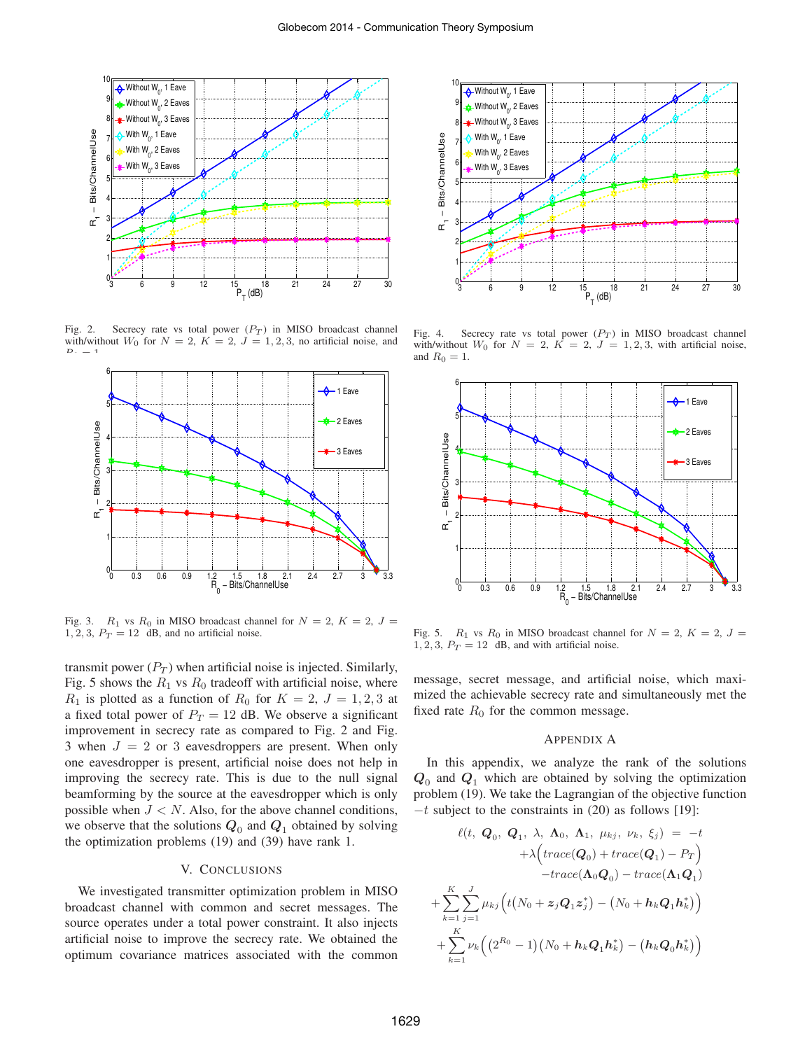Fig. 2. Secrecy rate vs total power ($P_T$) in MISO broadcast channel with/without $W_0$ for $N = 2$, $K = 2$, $J = 1, 2, 3$, no artificial noise, and $R_0 = 1$.

Fig. 3. $R_1$ vs $R_0$ in MISO broadcast channel for $N = 2$, $K = 2$, $J = 1, 2, 3$, $P_T = 12$ dB, and no artificial noise.

Fig. 4. Secrecy rate vs total power ($P_T$) in MISO broadcast channel with/without $W_0$ for $N = 2$, $K = 2$, $J = 1, 2, 3$, with artificial noise, and $R_0 = 1$.

Fig. 5. $R_1$ vs $R_0$ in MISO broadcast channel for $N = 2$, $K = 2$, $J = 1, 2, 3$, $P_T = 12$ dB, and with artificial noise.

transmit power ($P_T$) when artificial noise is injected. Similarly, Fig. 5 shows the $R_1$ vs $R_0$ tradeoff with artificial noise, where $R_1$ is plotted as a function of $R_0$ for $K = 2$, $J = 1, 2, 3$ at a fixed total power of $P_T = 12$ dB. We observe a significant improvement in secrecy rate as compared to Fig. 2 and Fig. 3 when $J = 2$ or 3 eavesdroppers are present. When only one eavesdropper is present, artificial noise does not help in improving the secrecy rate. This is due to the null signal beamforming by the source at the eavesdropper which is only possible when $J < N$. Also, for the above channel conditions, we observe that the solutions $\boldsymbol{Q}_0$ and $\boldsymbol{Q}_1$ obtained by solving the optimization problems (19) and (39) have rank 1.

## V. Conclusions

We investigated transmitter optimization problem in MISO broadcast channel with common and secret messages. The source operates under a total power constraint. It also injects artificial noise to improve the secrecy rate. We obtained the optimum covariance matrices associated with the common message, secret message, and artificial noise, which maximized the achievable secrecy rate and simultaneously met the fixed rate $R_0$ for the common message.

## Appendix A

In this appendix, we analyze the rank of the solutions $\boldsymbol{Q}_0$ and $\boldsymbol{Q}_1$ which are obtained by solving the optimization problem (19). We take the Lagrangian of the objective function $-t$ subject to the constraints in (20) as follows [19]:

$$
\begin{aligned}
\ell(t,\ \boldsymbol{Q}_0,\ \boldsymbol{Q}_1,\ \lambda,\ \boldsymbol{\Lambda}_0,\ \boldsymbol{\Lambda}_1,\ \mu_{kj},\ \nu_k,\ \xi_j) \ &= \ -t \\
&+\lambda\Big(trace(\boldsymbol{Q}_0) + trace(\boldsymbol{Q}_1) - P_T\Big) \\
&-trace(\boldsymbol{\Lambda}_0\boldsymbol{Q}_0) - trace(\boldsymbol{\Lambda}_1\boldsymbol{Q}_1) \\
+\sum_{k=1}^{K}\sum_{j=1}^{J}\mu_{kj}\Big(t\big(N_0 + \boldsymbol{z}_j\boldsymbol{Q}_1\boldsymbol{z}_j^*\big) &- \big(N_0 + \boldsymbol{h}_k\boldsymbol{Q}_1\boldsymbol{h}_k^*\big)\Big) \\
+\sum_{k=1}^{K}\nu_k\Big(\big(2^{R_0} - 1\big)\big(N_0 + \boldsymbol{h}_k\boldsymbol{Q}_1\boldsymbol{h}_k^*\big) &- \big(\boldsymbol{h}_k\boldsymbol{Q}_0\boldsymbol{h}_k^*\big)\Big)
\end{aligned}
$$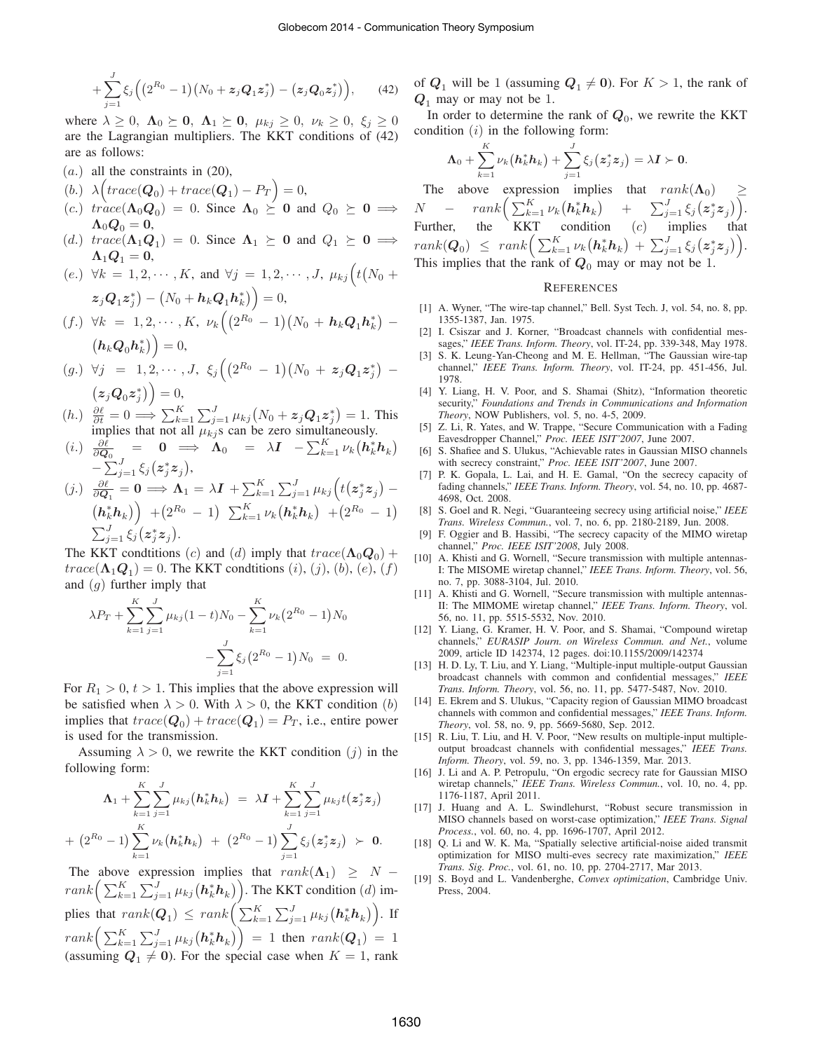$$+\sum_{j=1}^{J}\xi_j\Big(\big(2^{R_0}-1\big)\big(N_0+\boldsymbol{z}_j\boldsymbol{Q}_1\boldsymbol{z}_j^*\big)-\big(\boldsymbol{z}_j\boldsymbol{Q}_0\boldsymbol{z}_j^*\big)\Big), \qquad (42)$$

where $\lambda \geq 0$, $\boldsymbol{\Lambda}_0 \succeq \boldsymbol{0}$, $\boldsymbol{\Lambda}_1 \succeq \boldsymbol{0}$, $\mu_{kj} \geq 0$, $\nu_k \geq 0$, $\xi_j \geq 0$ are the Lagrangian multipliers. The KKT conditions of (42) are as follows:

- $(a.)$ all the constraints in (20),
- $(b.)$ $\lambda\Big(trace(\boldsymbol{Q}_0)+trace(\boldsymbol{Q}_1)-P_T\Big)=0$,
- $(c.)$ $trace(\boldsymbol{\Lambda}_0\boldsymbol{Q}_0)=0$. Since $\boldsymbol{\Lambda}_0 \succeq \boldsymbol{0}$ and $Q_0 \succeq \boldsymbol{0} \Longrightarrow \boldsymbol{\Lambda}_0\boldsymbol{Q}_0=\boldsymbol{0}$,
- $(d.)$ $trace(\boldsymbol{\Lambda}_1\boldsymbol{Q}_1)=0$. Since $\boldsymbol{\Lambda}_1 \succeq \boldsymbol{0}$ and $Q_1 \succeq \boldsymbol{0} \Longrightarrow \boldsymbol{\Lambda}_1\boldsymbol{Q}_1=\boldsymbol{0}$,
- $(e.)$ $\forall k=1,2,\cdots,K$, and $\forall j=1,2,\cdots,J$, $\mu_{kj}\Big(t\big(N_0+\boldsymbol{z}_j\boldsymbol{Q}_1\boldsymbol{z}_j^*\big)-\big(N_0+\boldsymbol{h}_k\boldsymbol{Q}_1\boldsymbol{h}_k^*\big)\Big)=0$,
- $(f.)$ $\forall k=1,2,\cdots,K$, $\nu_k\Big(\big(2^{R_0}-1\big)\big(N_0+\boldsymbol{h}_k\boldsymbol{Q}_1\boldsymbol{h}_k^*\big)-\big(\boldsymbol{h}_k\boldsymbol{Q}_0\boldsymbol{h}_k^*\big)\Big)=0$,
- $(g.)$ $\forall j=1,2,\cdots,J$, $\xi_j\Big(\big(2^{R_0}-1\big)\big(N_0+\boldsymbol{z}_j\boldsymbol{Q}_1\boldsymbol{z}_j^*\big)-\big(\boldsymbol{z}_j\boldsymbol{Q}_0\boldsymbol{z}_j^*\big)\Big)=0$,
- $(h.)$ $\frac{\partial\ell}{\partial t}=0 \Longrightarrow \sum_{k=1}^{K}\sum_{j=1}^{J}\mu_{kj}\big(N_0+\boldsymbol{z}_j\boldsymbol{Q}_1\boldsymbol{z}_j^*\big)=1$. This implies that not all $\mu_{kj}$s can be zero simultaneously.
- $(i.)$ $\frac{\partial\ell}{\partial\boldsymbol{Q}_0}=\boldsymbol{0} \Longrightarrow \boldsymbol{\Lambda}_0=\lambda\boldsymbol{I}-\sum_{k=1}^{K}\nu_k\big(\boldsymbol{h}_k^*\boldsymbol{h}_k\big)-\sum_{j=1}^{J}\xi_j\big(\boldsymbol{z}_j^*\boldsymbol{z}_j\big)$,
- $(j.)$ $\frac{\partial\ell}{\partial\boldsymbol{Q}_1}=\boldsymbol{0} \Longrightarrow \boldsymbol{\Lambda}_1=\lambda\boldsymbol{I}+\sum_{k=1}^{K}\sum_{j=1}^{J}\mu_{kj}\Big(t\big(\boldsymbol{z}_j^*\boldsymbol{z}_j\big)-\big(\boldsymbol{h}_k^*\boldsymbol{h}_k\big)\Big)+\big(2^{R_0}-1\big)\sum_{k=1}^{K}\nu_k\big(\boldsymbol{h}_k^*\boldsymbol{h}_k\big)+\big(2^{R_0}-1\big)\sum_{j=1}^{J}\xi_j\big(\boldsymbol{z}_j^*\boldsymbol{z}_j\big)$.

The KKT condtitions $(c)$ and $(d)$ imply that $trace(\boldsymbol{\Lambda}_0\boldsymbol{Q}_0)+trace(\boldsymbol{\Lambda}_1\boldsymbol{Q}_1)=0$. The KKT condtitions $(i)$, $(j)$, $(b)$, $(e)$, $(f)$ and $(g)$ further imply that

$$\lambda P_T+\sum_{k=1}^{K}\sum_{j=1}^{J}\mu_{kj}(1-t)N_0-\sum_{k=1}^{K}\nu_k\big(2^{R_0}-1\big)N_0 -\sum_{j=1}^{J}\xi_j\big(2^{R_0}-1\big)N_0 \;=\; 0.$$

For $R_1>0$, $t>1$. This implies that the above expression will be satisfied when $\lambda>0$. With $\lambda>0$, the KKT condition $(b)$ implies that $trace(\boldsymbol{Q}_0)+trace(\boldsymbol{Q}_1)=P_T$, i.e., entire power is used for the transmission.

Assuming $\lambda>0$, we rewrite the KKT condition $(j)$ in the following form:

$$\boldsymbol{\Lambda}_1+\sum_{k=1}^{K}\sum_{j=1}^{J}\mu_{kj}\big(\boldsymbol{h}_k^*\boldsymbol{h}_k\big) \;=\; \lambda\boldsymbol{I}+\sum_{k=1}^{K}\sum_{j=1}^{J}\mu_{kj}t\big(\boldsymbol{z}_j^*\boldsymbol{z}_j\big) +\;\big(2^{R_0}-1\big)\sum_{k=1}^{K}\nu_k\big(\boldsymbol{h}_k^*\boldsymbol{h}_k\big)\;+\;\big(2^{R_0}-1\big)\sum_{j=1}^{J}\xi_j\big(\boldsymbol{z}_j^*\boldsymbol{z}_j\big)\;\succ\;\boldsymbol{0}.$$

The above expression implies that $rank(\boldsymbol{\Lambda}_1) \geq N - rank\Big(\sum_{k=1}^{K}\sum_{j=1}^{J}\mu_{kj}\big(\boldsymbol{h}_k^*\boldsymbol{h}_k\big)\Big)$. The KKT condition $(d)$ implies that $rank(\boldsymbol{Q}_1) \leq rank\Big(\sum_{k=1}^{K}\sum_{j=1}^{J}\mu_{kj}\big(\boldsymbol{h}_k^*\boldsymbol{h}_k\big)\Big)$. If $rank\Big(\sum_{k=1}^{K}\sum_{j=1}^{J}\mu_{kj}\big(\boldsymbol{h}_k^*\boldsymbol{h}_k\big)\Big)=1$ then $rank(\boldsymbol{Q}_1)=1$ (assuming $\boldsymbol{Q}_1\neq\boldsymbol{0}$). For the special case when $K=1$, rank of $\boldsymbol{Q}_1$ will be 1 (assuming $\boldsymbol{Q}_1\neq\boldsymbol{0}$). For $K>1$, the rank of $\boldsymbol{Q}_1$ may or may not be 1.

In order to determine the rank of $\boldsymbol{Q}_0$, we rewrite the KKT condition $(i)$ in the following form:

$$\boldsymbol{\Lambda}_0+\sum_{k=1}^{K}\nu_k\big(\boldsymbol{h}_k^*\boldsymbol{h}_k\big)+\sum_{j=1}^{J}\xi_j\big(\boldsymbol{z}_j^*\boldsymbol{z}_j\big)=\lambda\boldsymbol{I}\succ\boldsymbol{0}.$$

The above expression implies that $rank(\boldsymbol{\Lambda}_0) \geq N - rank\Big(\sum_{k=1}^{K}\nu_k\big(\boldsymbol{h}_k^*\boldsymbol{h}_k\big)+\sum_{j=1}^{J}\xi_j\big(\boldsymbol{z}_j^*\boldsymbol{z}_j\big)\Big)$. Further, the KKT condition $(c)$ implies that $rank(\boldsymbol{Q}_0) \leq rank\Big(\sum_{k=1}^{K}\nu_k\big(\boldsymbol{h}_k^*\boldsymbol{h}_k\big)+\sum_{j=1}^{J}\xi_j\big(\boldsymbol{z}_j^*\boldsymbol{z}_j\big)\Big)$. This implies that the rank of $\boldsymbol{Q}_0$ may or may not be 1.

## References

[1] A. Wyner, "The wire-tap channel," Bell. Syst Tech. J, vol. 54, no. 8, pp. 1355-1387, Jan. 1975.

[2] I. Csiszar and J. Korner, "Broadcast channels with confidential messages," *IEEE Trans. Inform. Theory*, vol. IT-24, pp. 339-348, May 1978.

[3] S. K. Leung-Yan-Cheong and M. E. Hellman, "The Gaussian wire-tap channel," *IEEE Trans. Inform. Theory*, vol. IT-24, pp. 451-456, Jul. 1978.

[4] Y. Liang, H. V. Poor, and S. Shamai (Shitz), "Information theoretic security," *Foundations and Trends in Communications and Information Theory*, NOW Publishers, vol. 5, no. 4-5, 2009.

[5] Z. Li, R. Yates, and W. Trappe, "Secure Communication with a Fading Eavesdropper Channel," *Proc. IEEE ISIT'2007*, June 2007.

[6] S. Shafiee and S. Ulukus, "Achievable rates in Gaussian MISO channels with secrecy constraint," *Proc. IEEE ISIT'2007*, June 2007.

[7] P. K. Gopala, L. Lai, and H. E. Gamal, "On the secrecy capacity of fading channels," *IEEE Trans. Inform. Theory*, vol. 54, no. 10, pp. 4687-4698, Oct. 2008.

[8] S. Goel and R. Negi, "Guaranteeing secrecy using artificial noise," *IEEE Trans. Wireless Commun.*, vol. 7, no. 6, pp. 2180-2189, Jun. 2008.

[9] F. Oggier and B. Hassibi, "The secrecy capacity of the MIMO wiretap channel," *Proc. IEEE ISIT'2008*, July 2008.

[10] A. Khisti and G. Wornell, "Secure transmission with multiple antennas-I: The MISOME wiretap channel," *IEEE Trans. Inform. Theory*, vol. 56, no. 7, pp. 3088-3104, Jul. 2010.

[11] A. Khisti and G. Wornell, "Secure transmission with multiple antennas-II: The MIMOME wiretap channel," *IEEE Trans. Inform. Theory*, vol. 56, no. 11, pp. 5515-5532, Nov. 2010.

[12] Y. Liang, G. Kramer, H. V. Poor, and S. Shamai, "Compound wiretap channels," *EURASIP Journ. on Wireless Commun. and Net.*, volume 2009, article ID 142374, 12 pages. doi:10.1155/2009/142374

[13] H. D. Ly, T. Liu, and Y. Liang, "Multiple-input multiple-output Gaussian broadcast channels with common and confidential messages," *IEEE Trans. Inform. Theory*, vol. 56, no. 11, pp. 5477-5487, Nov. 2010.

[14] E. Ekrem and S. Ulukus, "Capacity region of Gaussian MIMO broadcast channels with common and confidential messages," *IEEE Trans. Inform. Theory*, vol. 58, no. 9, pp. 5669-5680, Sep. 2012.

[15] R. Liu, T. Liu, and H. V. Poor, "New results on multiple-input multiple-output broadcast channels with confidential messages," *IEEE Trans. Inform. Theory*, vol. 59, no. 3, pp. 1346-1359, Mar. 2013.

[16] J. Li and A. P. Petropulu, "On ergodic secrecy rate for Gaussian MISO wiretap channels," *IEEE Trans. Wireless Commun.*, vol. 10, no. 4, pp. 1176-1187, April 2011.

[17] J. Huang and A. L. Swindlehurst, "Robust secure transmission in MISO channels based on worst-case optimization," *IEEE Trans. Signal Process.*, vol. 60, no. 4, pp. 1696-1707, April 2012.

[18] Q. Li and W. K. Ma, "Spatially selective artificial-noise aided transmit optimization for MISO multi-eves secrecy rate maximization," *IEEE Trans. Sig. Proc.*, vol. 61, no. 10, pp. 2704-2717, Mar 2013.

[19] S. Boyd and L. Vandenberghe, *Convex optimization*, Cambridge Univ. Press, 2004.